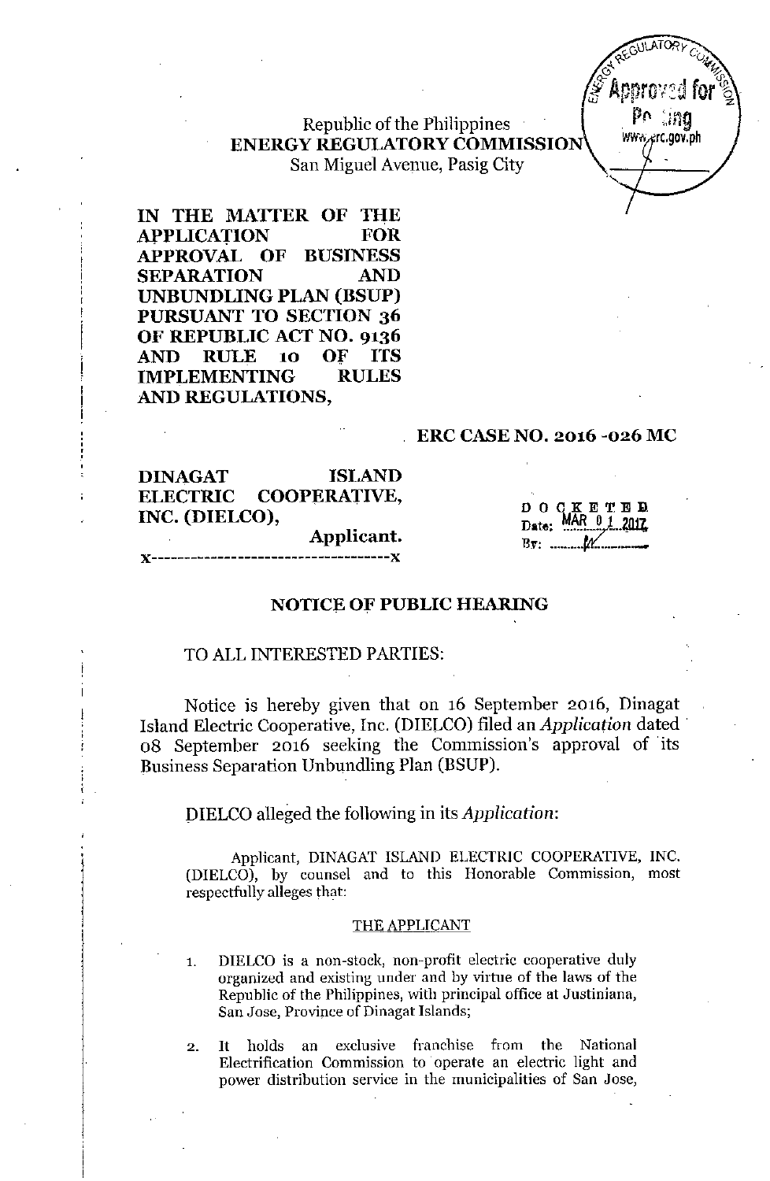Republic of the Philippines
**ENERGY REGULATORY COMMISSION**
San Miguel Avenue, Pasig City

**IN THE MATTER OF THE APPLICATION FOR APPROVAL OF BUSINESS SEPARATION AND UNBUNDLING PLAN (BSUP) PURSUANT TO SECTION 36 OF REPUBLIC ACT NO. 9136 AND RULE 10 OF ITS IMPLEMENTING RULES AND REGULATIONS,**

**ERC CASE NO. 2016 -026 MC**

**DINAGAT ISLAND ELECTRIC COOPERATIVE, INC. (DIELCO),**
**Applicant.**
x-----------------------------------x

DOCKETED
Date: MAR 01 2017
By: ________

## NOTICE OF PUBLIC HEARING

TO ALL INTERESTED PARTIES:

Notice is hereby given that on 16 September 2016, Dinagat Island Electric Cooperative, Inc. (DIELCO) filed an *Application* dated 08 September 2016 seeking the Commission's approval of its Business Separation Unbundling Plan (BSUP).

DIELCO alleged the following in its *Application*:

Applicant, DINAGAT ISLAND ELECTRIC COOPERATIVE, INC. (DIELCO), by counsel and to this Honorable Commission, most respectfully alleges that:

THE APPLICANT

1. DIELCO is a non-stock, non-profit electric cooperative duly organized and existing under and by virtue of the laws of the Republic of the Philippines, with principal office at Justiniana, San Jose, Province of Dinagat Islands;

2. It holds an exclusive franchise from the National Electrification Commission to operate an electric light and power distribution service in the municipalities of San Jose,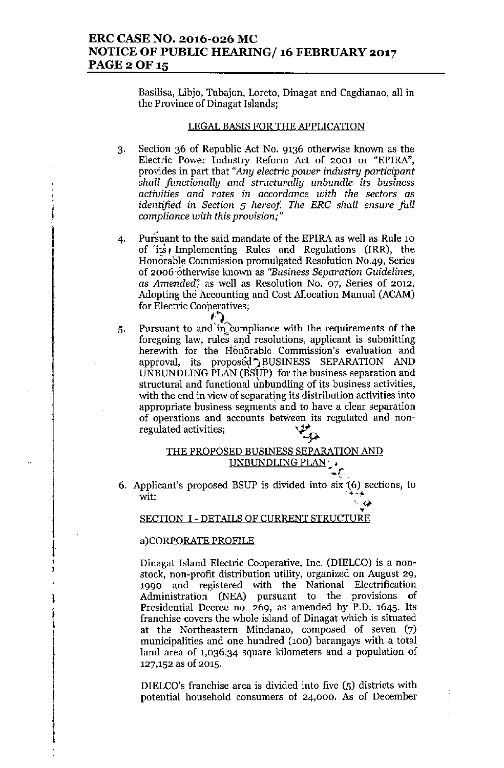Basilisa, Libjo, Tubajon, Loreto, Dinagat and Cagdianao, all in the Province of Dinagat Islands;

## LEGAL BASIS FOR THE APPLICATION

3. Section 36 of Republic Act No. 9136 otherwise known as the Electric Power Industry Reform Act of 2001 or "EPIRA", provides in part that "*Any electric power industry participant shall functionally and structurally unbundle its business activities and rates in accordance with the sectors as identified in Section 5 hereof. The ERC shall ensure full compliance with this provision;*"

4. Pursuant to the said mandate of the EPIRA as well as Rule 10 of its Implementing Rules and Regulations (IRR), the Honorable Commission promulgated Resolution No.49, Series of 2006 otherwise known as *"Business Separation Guidelines, as Amended"* as well as Resolution No. 07, Series of 2012, Adopting the Accounting and Cost Allocation Manual (ACAM) for Electric Cooperatives;

5. Pursuant to and in compliance with the requirements of the foregoing law, rules and resolutions, applicant is submitting herewith for the Honorable Commission's evaluation and approval, its proposed BUSINESS SEPARATION AND UNBUNDLING PLAN (BSUP) for the business separation and structural and functional unbundling of its business activities, with the end in view of separating its distribution activities into appropriate business segments and to have a clear separation of operations and accounts between its regulated and non-regulated activities;

## THE PROPOSED BUSINESS SEPARATION AND UNBUNDLING PLAN

6. Applicant's proposed BSUP is divided into six (6) sections, to wit:

### SECTION I - DETAILS OF CURRENT STRUCTURE

a) CORPORATE PROFILE

Dinagat Island Electric Cooperative, Inc. (DIELCO) is a non-stock, non-profit distribution utility, organized on August 29, 1990 and registered with the National Electrification Administration (NEA) pursuant to the provisions of Presidential Decree no. 269, as amended by P.D. 1645. Its franchise covers the whole island of Dinagat which is situated at the Northeastern Mindanao, composed of seven (7) municipalities and one hundred (100) barangays with a total land area of 1,036.34 square kilometers and a population of 127,152 as of 2015.

DIELCO's franchise area is divided into five (5) districts with potential household consumers of 24,000. As of December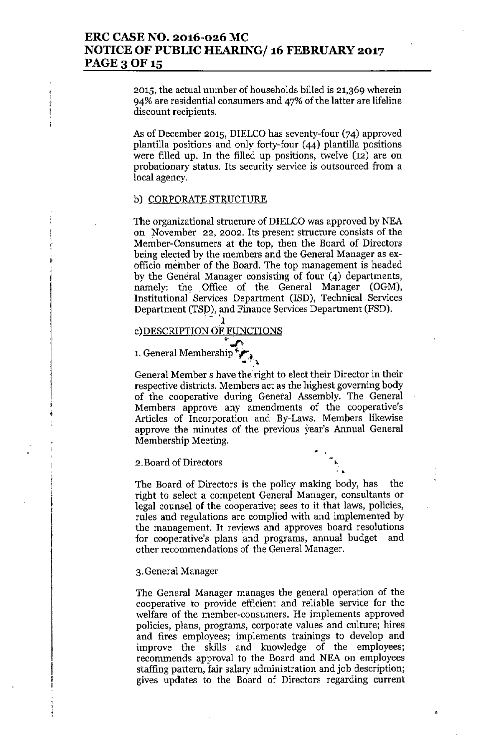2015, the actual number of households billed is 21,369 wherein 94% are residential consumers and 47% of the latter are lifeline discount recipients.

As of December 2015, DIELCO has seventy-four (74) approved plantilla positions and only forty-four (44) plantilla positions were filled up. In the filled up positions, twelve (12) are on probationary status. Its security service is outsourced from a local agency.

b) CORPORATE STRUCTURE

The organizational structure of DIELCO was approved by NEA on November 22, 2002. Its present structure consists of the Member-Consumers at the top, then the Board of Directors being elected by the members and the General Manager as ex-officio member of the Board. The top management is headed by the General Manager consisting of four (4) departments, namely: the Office of the General Manager (OGM), Institutional Services Department (ISD), Technical Services Department (TSD), and Finance Services Department (FSD).

c) DESCRIPTION OF FUNCTIONS

1. General Membership

General Member s have the right to elect their Director in their respective districts. Members act as the highest governing body of the cooperative during General Assembly. The General Members approve any amendments of the cooperative's Articles of Incorporation and By-Laws. Members likewise approve the minutes of the previous year's Annual General Membership Meeting.

2. Board of Directors

The Board of Directors is the policy making body, has the right to select a competent General Manager, consultants or legal counsel of the cooperative; sees to it that laws, policies, rules and regulations are complied with and implemented by the management. It reviews and approves board resolutions for cooperative's plans and programs, annual budget and other recommendations of the General Manager.

3. General Manager

The General Manager manages the general operation of the cooperative to provide efficient and reliable service for the welfare of the member-consumers. He implements approved policies, plans, programs, corporate values and culture; hires and fires employees; implements trainings to develop and improve the skills and knowledge of the employees; recommends approval to the Board and NEA on employees staffing pattern, fair salary administration and job description; gives updates to the Board of Directors regarding current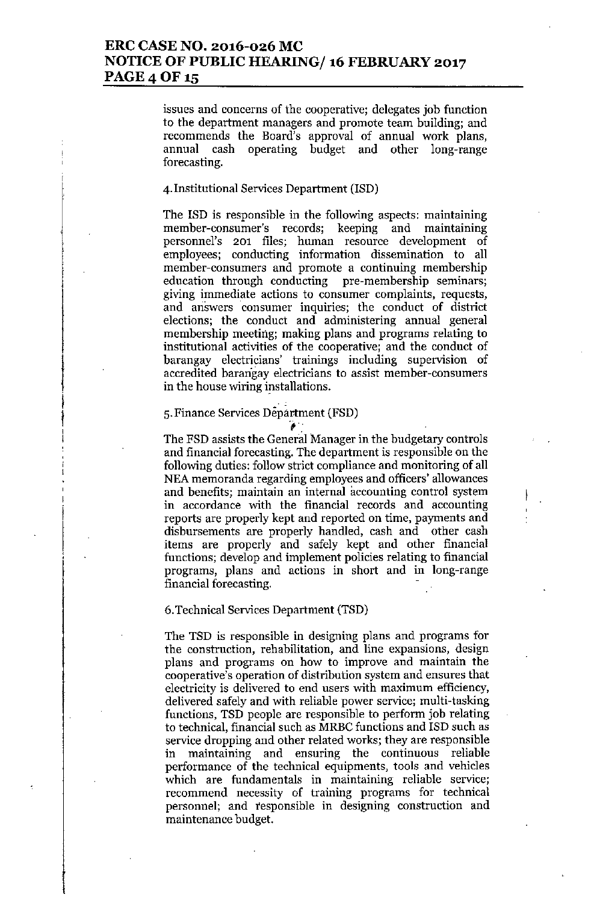issues and concerns of the cooperative; delegates job function to the department managers and promote team building; and recommends the Board's approval of annual work plans, annual cash operating budget and other long-range forecasting.

4. Institutional Services Department (ISD)

The ISD is responsible in the following aspects: maintaining member-consumer's records; keeping and maintaining personnel's 201 files; human resource development of employees; conducting information dissemination to all member-consumers and promote a continuing membership education through conducting pre-membership seminars; giving immediate actions to consumer complaints, requests, and answers consumer inquiries; the conduct of district elections; the conduct and administering annual general membership meeting; making plans and programs relating to institutional activities of the cooperative; and the conduct of barangay electricians' trainings including supervision of accredited barangay electricians to assist member-consumers in the house wiring installations.

5. Finance Services Department (FSD)

The FSD assists the General Manager in the budgetary controls and financial forecasting. The department is responsible on the following duties: follow strict compliance and monitoring of all NEA memoranda regarding employees and officers' allowances and benefits; maintain an internal accounting control system in accordance with the financial records and accounting reports are properly kept and reported on time, payments and disbursements are properly handled, cash and other cash items are properly and safely kept and other financial functions; develop and implement policies relating to financial programs, plans and actions in short and in long-range financial forecasting.

6. Technical Services Department (TSD)

The TSD is responsible in designing plans and programs for the construction, rehabilitation, and line expansions, design plans and programs on how to improve and maintain the cooperative's operation of distribution system and ensures that electricity is delivered to end users with maximum efficiency, delivered safely and with reliable power service; multi-tasking functions, TSD people are responsible to perform job relating to technical, financial such as MRBC functions and ISD such as service dropping and other related works; they are responsible in maintaining and ensuring the continuous reliable performance of the technical equipments, tools and vehicles which are fundamentals in maintaining reliable service; recommend necessity of training programs for technical personnel; and responsible in designing construction and maintenance budget.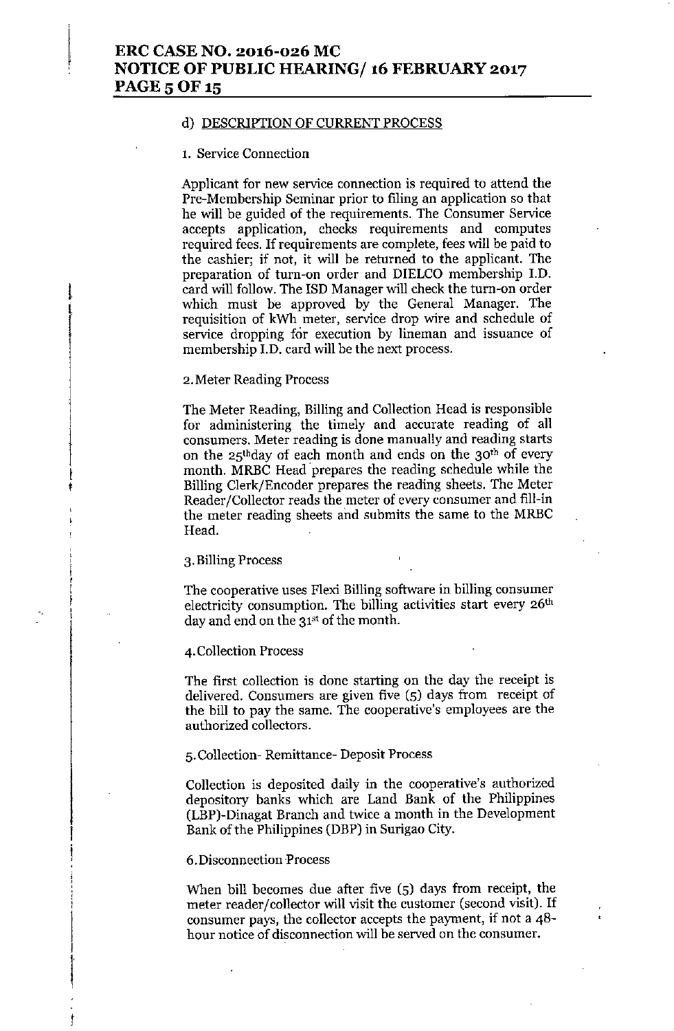d) DESCRIPTION OF CURRENT PROCESS

1. Service Connection

Applicant for new service connection is required to attend the Pre-Membership Seminar prior to filing an application so that he will be guided of the requirements. The Consumer Service accepts application, checks requirements and computes required fees. If requirements are complete, fees will be paid to the cashier; if not, it will be returned to the applicant. The preparation of turn-on order and DIELCO membership I.D. card will follow. The ISD Manager will check the turn-on order which must be approved by the General Manager. The requisition of kWh meter, service drop wire and schedule of service dropping for execution by lineman and issuance of membership I.D. card will be the next process.

2. Meter Reading Process

The Meter Reading, Billing and Collection Head is responsible for administering the timely and accurate reading of all consumers. Meter reading is done manually and reading starts on the 25thday of each month and ends on the 30th of every month. MRBC Head prepares the reading schedule while the Billing Clerk/Encoder prepares the reading sheets. The Meter Reader/Collector reads the meter of every consumer and fill-in the meter reading sheets and submits the same to the MRBC Head.

3. Billing Process

The cooperative uses Flexi Billing software in billing consumer electricity consumption. The billing activities start every 26th day and end on the 31st of the month.

4. Collection Process

The first collection is done starting on the day the receipt is delivered. Consumers are given five (5) days from receipt of the bill to pay the same. The cooperative's employees are the authorized collectors.

5. Collection- Remittance- Deposit Process

Collection is deposited daily in the cooperative's authorized depository banks which are Land Bank of the Philippines (LBP)-Dinagat Branch and twice a month in the Development Bank of the Philippines (DBP) in Surigao City.

6. Disconnection Process

When bill becomes due after five (5) days from receipt, the meter reader/collector will visit the customer (second visit). If consumer pays, the collector accepts the payment, if not a 48-hour notice of disconnection will be served on the consumer.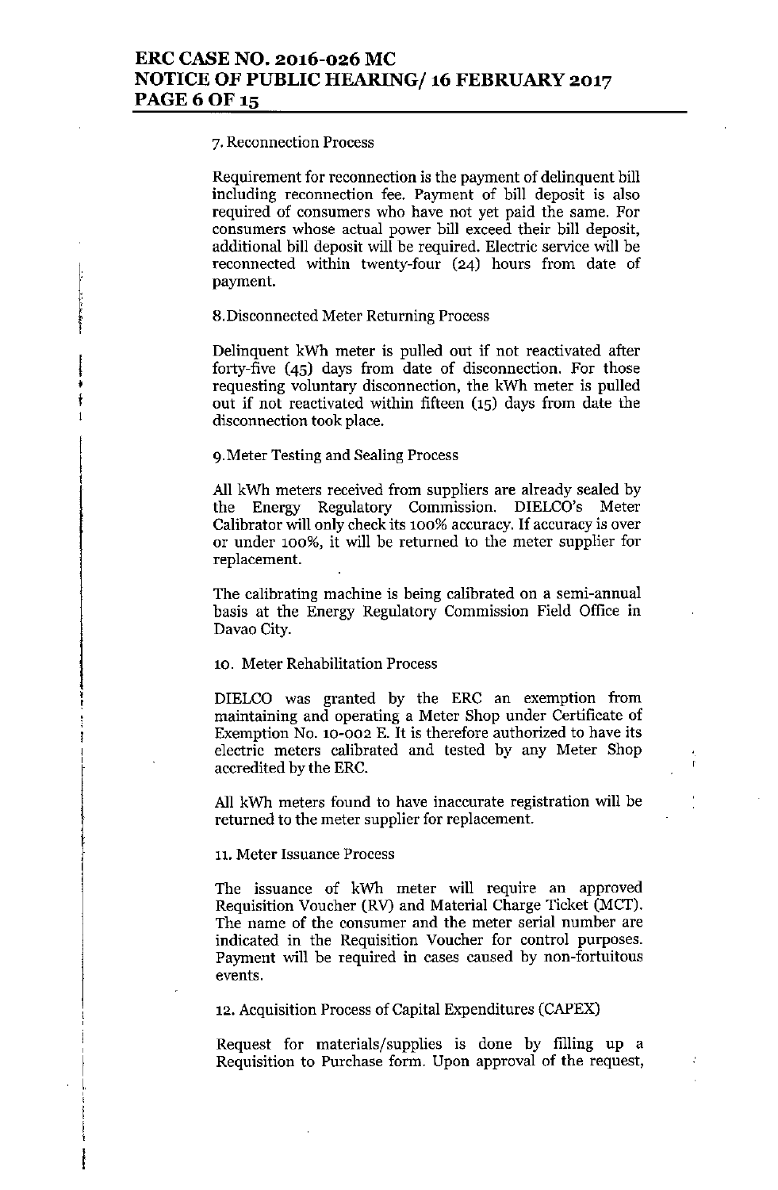7. Reconnection Process

Requirement for reconnection is the payment of delinquent bill including reconnection fee. Payment of bill deposit is also required of consumers who have not yet paid the same. For consumers whose actual power bill exceed their bill deposit, additional bill deposit will be required. Electric service will be reconnected within twenty-four (24) hours from date of payment.

8. Disconnected Meter Returning Process

Delinquent kWh meter is pulled out if not reactivated after forty-five (45) days from date of disconnection. For those requesting voluntary disconnection, the kWh meter is pulled out if not reactivated within fifteen (15) days from date the disconnection took place.

9. Meter Testing and Sealing Process

All kWh meters received from suppliers are already sealed by the Energy Regulatory Commission. DIELCO's Meter Calibrator will only check its 100% accuracy. If accuracy is over or under 100%, it will be returned to the meter supplier for replacement.

The calibrating machine is being calibrated on a semi-annual basis at the Energy Regulatory Commission Field Office in Davao City.

10. Meter Rehabilitation Process

DIELCO was granted by the ERC an exemption from maintaining and operating a Meter Shop under Certificate of Exemption No. 10-002 E. It is therefore authorized to have its electric meters calibrated and tested by any Meter Shop accredited by the ERC.

All kWh meters found to have inaccurate registration will be returned to the meter supplier for replacement.

11. Meter Issuance Process

The issuance of kWh meter will require an approved Requisition Voucher (RV) and Material Charge Ticket (MCT). The name of the consumer and the meter serial number are indicated in the Requisition Voucher for control purposes. Payment will be required in cases caused by non-fortuitous events.

12. Acquisition Process of Capital Expenditures (CAPEX)

Request for materials/supplies is done by filling up a Requisition to Purchase form. Upon approval of the request,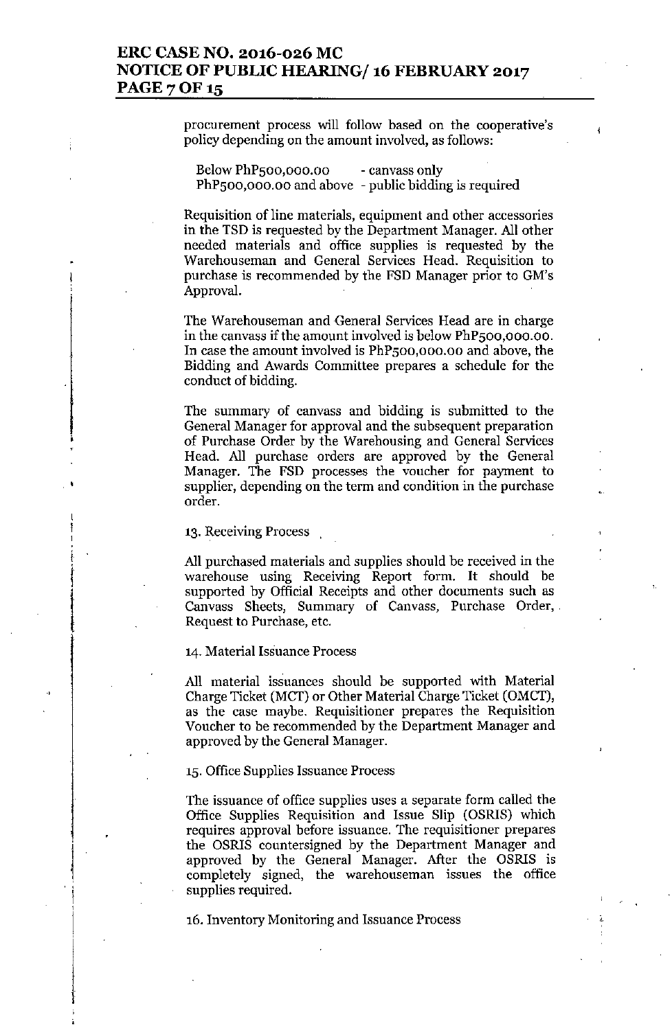procurement process will follow based on the cooperative's policy depending on the amount involved, as follows:

Below PhP500,000.00 - canvass only
PhP500,000.00 and above - public bidding is required

Requisition of line materials, equipment and other accessories in the TSD is requested by the Department Manager. All other needed materials and office supplies is requested by the Warehouseman and General Services Head. Requisition to purchase is recommended by the FSD Manager prior to GM's Approval.

The Warehouseman and General Services Head are in charge in the canvass if the amount involved is below PhP500,000.00. In case the amount involved is PhP500,000.00 and above, the Bidding and Awards Committee prepares a schedule for the conduct of bidding.

The summary of canvass and bidding is submitted to the General Manager for approval and the subsequent preparation of Purchase Order by the Warehousing and General Services Head. All purchase orders are approved by the General Manager. The FSD processes the voucher for payment to supplier, depending on the term and condition in the purchase order.

13. Receiving Process

All purchased materials and supplies should be received in the warehouse using Receiving Report form. It should be supported by Official Receipts and other documents such as Canvass Sheets, Summary of Canvass, Purchase Order, Request to Purchase, etc.

14. Material Issuance Process

All material issuances should be supported with Material Charge Ticket (MCT) or Other Material Charge Ticket (OMCT), as the case maybe. Requisitioner prepares the Requisition Voucher to be recommended by the Department Manager and approved by the General Manager.

15. Office Supplies Issuance Process

The issuance of office supplies uses a separate form called the Office Supplies Requisition and Issue Slip (OSRIS) which requires approval before issuance. The requisitioner prepares the OSRIS countersigned by the Department Manager and approved by the General Manager. After the OSRIS is completely signed, the warehouseman issues the office supplies required.

16. Inventory Monitoring and Issuance Process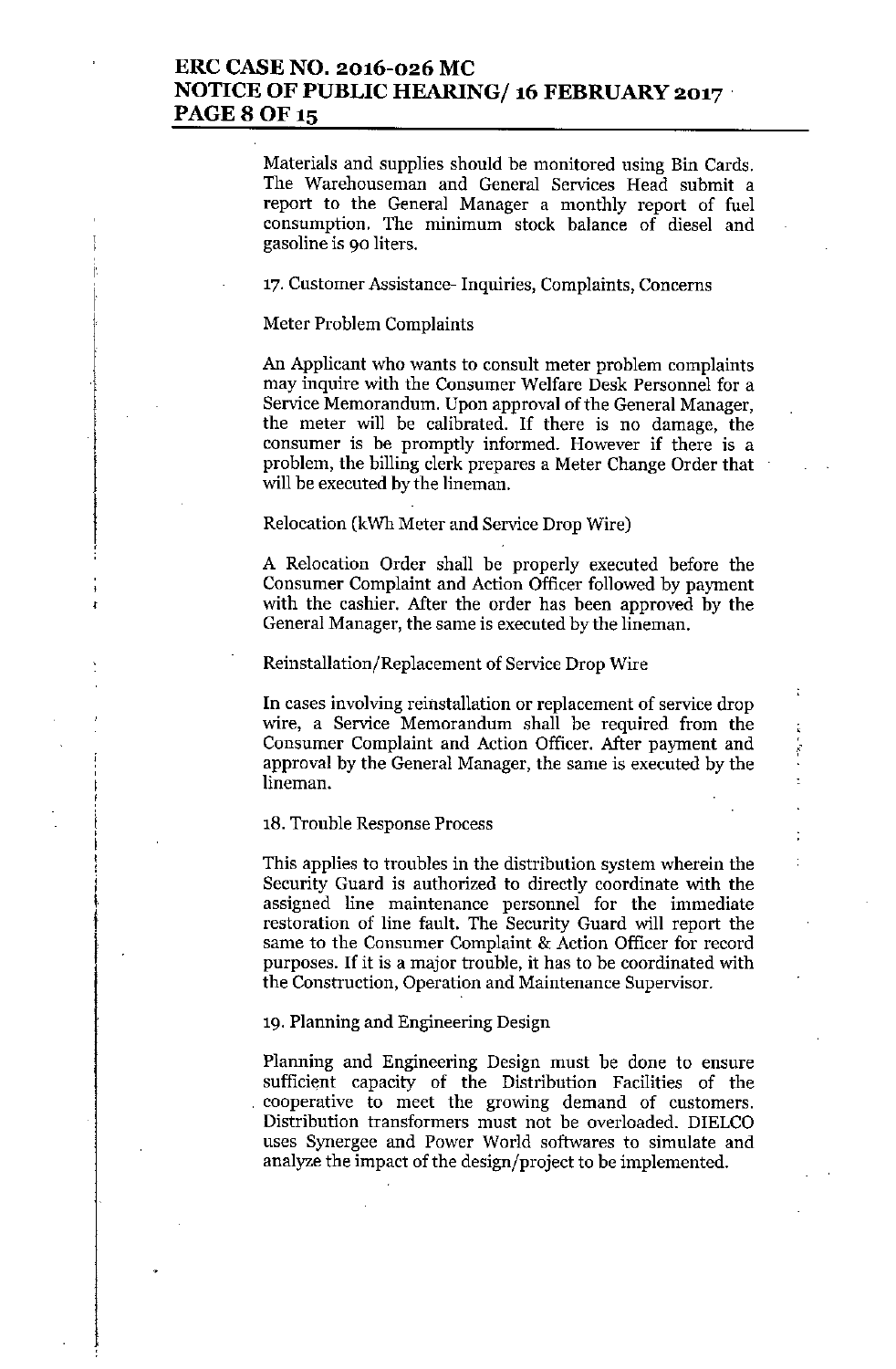Materials and supplies should be monitored using Bin Cards. The Warehouseman and General Services Head submit a report to the General Manager a monthly report of fuel consumption. The minimum stock balance of diesel and gasoline is 90 liters.

17. Customer Assistance- Inquiries, Complaints, Concerns

Meter Problem Complaints

An Applicant who wants to consult meter problem complaints may inquire with the Consumer Welfare Desk Personnel for a Service Memorandum. Upon approval of the General Manager, the meter will be calibrated. If there is no damage, the consumer is be promptly informed. However if there is a problem, the billing clerk prepares a Meter Change Order that will be executed by the lineman.

Relocation (kWh Meter and Service Drop Wire)

A Relocation Order shall be properly executed before the Consumer Complaint and Action Officer followed by payment with the cashier. After the order has been approved by the General Manager, the same is executed by the lineman.

Reinstallation/Replacement of Service Drop Wire

In cases involving reinstallation or replacement of service drop wire, a Service Memorandum shall be required from the Consumer Complaint and Action Officer. After payment and approval by the General Manager, the same is executed by the lineman.

18. Trouble Response Process

This applies to troubles in the distribution system wherein the Security Guard is authorized to directly coordinate with the assigned line maintenance personnel for the immediate restoration of line fault. The Security Guard will report the same to the Consumer Complaint & Action Officer for record purposes. If it is a major trouble, it has to be coordinated with the Construction, Operation and Maintenance Supervisor.

19. Planning and Engineering Design

Planning and Engineering Design must be done to ensure sufficient capacity of the Distribution Facilities of the cooperative to meet the growing demand of customers. Distribution transformers must not be overloaded. DIELCO uses Synergee and Power World softwares to simulate and analyze the impact of the design/project to be implemented.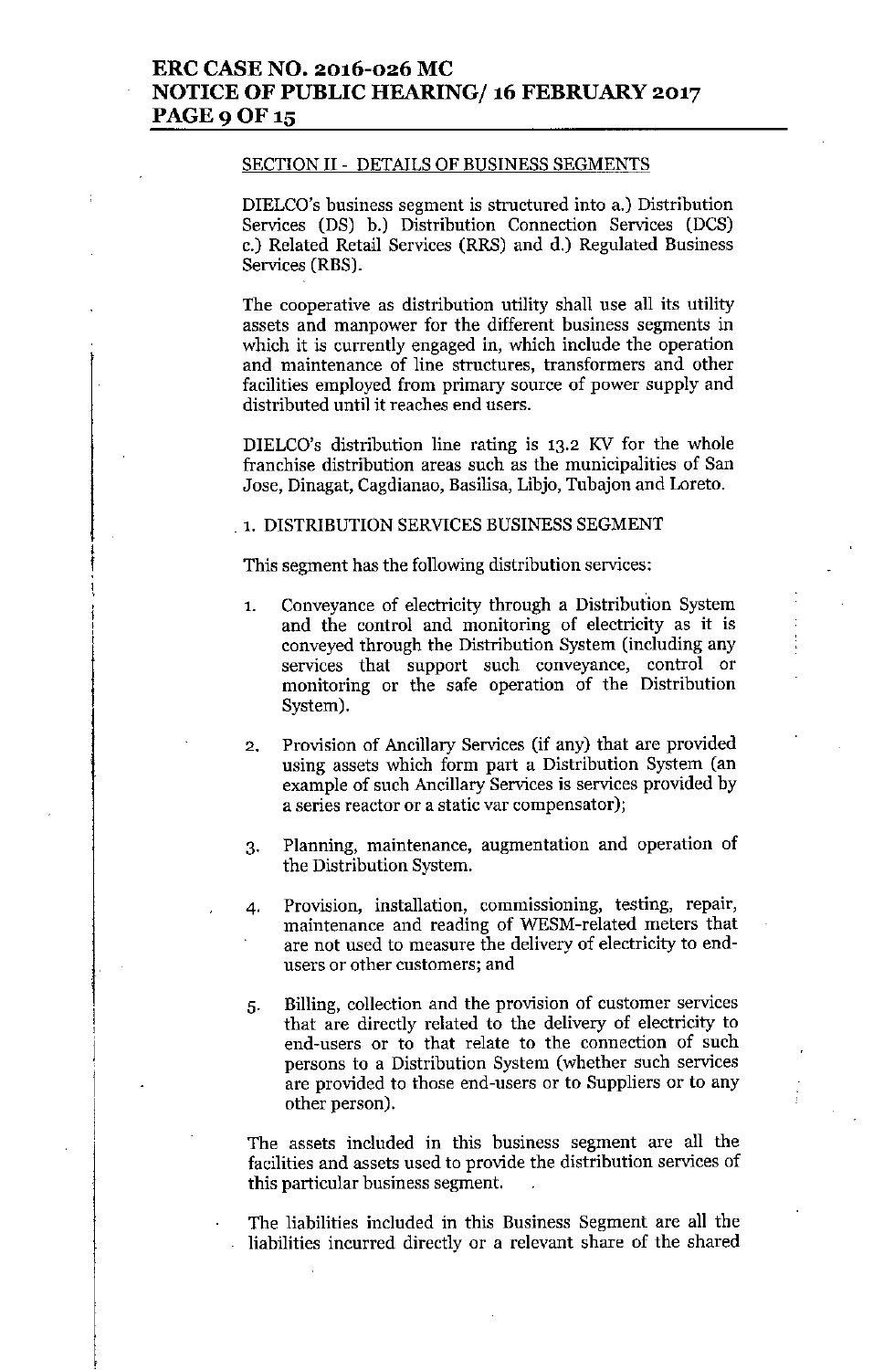SECTION II - DETAILS OF BUSINESS SEGMENTS

DIELCO's business segment is structured into a.) Distribution Services (DS) b.) Distribution Connection Services (DCS) c.) Related Retail Services (RRS) and d.) Regulated Business Services (RBS).

The cooperative as distribution utility shall use all its utility assets and manpower for the different business segments in which it is currently engaged in, which include the operation and maintenance of line structures, transformers and other facilities employed from primary source of power supply and distributed until it reaches end users.

DIELCO's distribution line rating is 13.2 KV for the whole franchise distribution areas such as the municipalities of San Jose, Dinagat, Cagdianao, Basilisa, Libjo, Tubajon and Loreto.

1. DISTRIBUTION SERVICES BUSINESS SEGMENT

This segment has the following distribution services:

1. Conveyance of electricity through a Distribution System and the control and monitoring of electricity as it is conveyed through the Distribution System (including any services that support such conveyance, control or monitoring or the safe operation of the Distribution System).

2. Provision of Ancillary Services (if any) that are provided using assets which form part a Distribution System (an example of such Ancillary Services is services provided by a series reactor or a static var compensator);

3. Planning, maintenance, augmentation and operation of the Distribution System.

4. Provision, installation, commissioning, testing, repair, maintenance and reading of WESM-related meters that are not used to measure the delivery of electricity to end-users or other customers; and

5. Billing, collection and the provision of customer services that are directly related to the delivery of electricity to end-users or to that relate to the connection of such persons to a Distribution System (whether such services are provided to those end-users or to Suppliers or to any other person).

The assets included in this business segment are all the facilities and assets used to provide the distribution services of this particular business segment.

The liabilities included in this Business Segment are all the liabilities incurred directly or a relevant share of the shared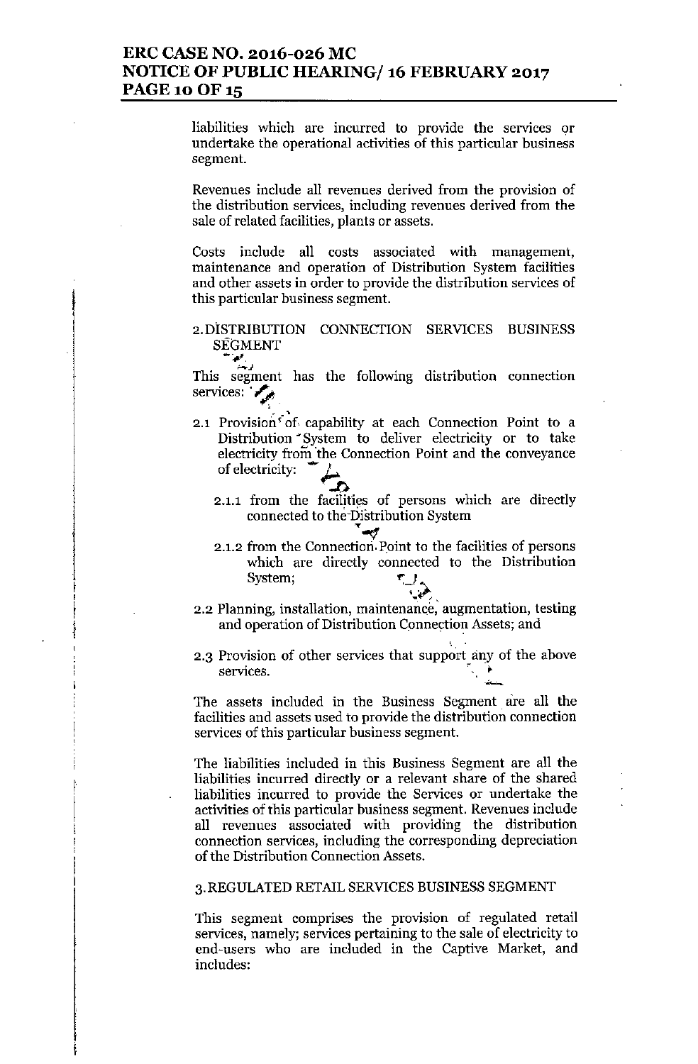liabilities which are incurred to provide the services or undertake the operational activities of this particular business segment.

Revenues include all revenues derived from the provision of the distribution services, including revenues derived from the sale of related facilities, plants or assets.

Costs include all costs associated with management, maintenance and operation of Distribution System facilities and other assets in order to provide the distribution services of this particular business segment.

2. DISTRIBUTION CONNECTION SERVICES BUSINESS SEGMENT

This segment has the following distribution connection services:

2.1 Provision of capability at each Connection Point to a Distribution System to deliver electricity or to take electricity from the Connection Point and the conveyance of electricity:

   2.1.1 from the facilities of persons which are directly connected to the Distribution System

   2.1.2 from the Connection Point to the facilities of persons which are directly connected to the Distribution System;

2.2 Planning, installation, maintenance, augmentation, testing and operation of Distribution Connection Assets; and

2.3 Provision of other services that support any of the above services.

The assets included in the Business Segment are all the facilities and assets used to provide the distribution connection services of this particular business segment.

The liabilities included in this Business Segment are all the liabilities incurred directly or a relevant share of the shared liabilities incurred to provide the Services or undertake the activities of this particular business segment. Revenues include all revenues associated with providing the distribution connection services, including the corresponding depreciation of the Distribution Connection Assets.

3. REGULATED RETAIL SERVICES BUSINESS SEGMENT

This segment comprises the provision of regulated retail services, namely; services pertaining to the sale of electricity to end-users who are included in the Captive Market, and includes: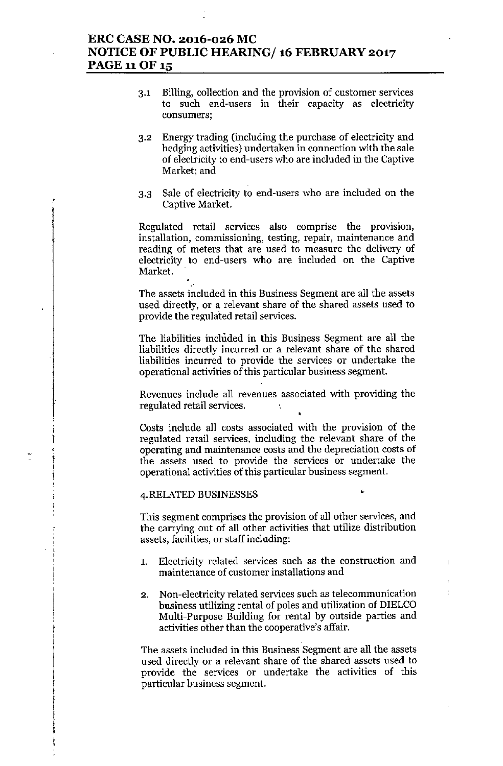3.1 Billing, collection and the provision of customer services to such end-users in their capacity as electricity consumers;

3.2 Energy trading (including the purchase of electricity and hedging activities) undertaken in connection with the sale of electricity to end-users who are included in the Captive Market; and

3.3 Sale of electricity to end-users who are included on the Captive Market.

Regulated retail services also comprise the provision, installation, commissioning, testing, repair, maintenance and reading of meters that are used to measure the delivery of electricity to end-users who are included on the Captive Market.

The assets included in this Business Segment are all the assets used directly, or a relevant share of the shared assets used to provide the regulated retail services.

The liabilities included in this Business Segment are all the liabilities directly incurred or a relevant share of the shared liabilities incurred to provide the services or undertake the operational activities of this particular business segment.

Revenues include all revenues associated with providing the regulated retail services.

Costs include all costs associated with the provision of the regulated retail services, including the relevant share of the operating and maintenance costs and the depreciation costs of the assets used to provide the services or undertake the operational activities of this particular business segment.

4. RELATED BUSINESSES

This segment comprises the provision of all other services, and the carrying out of all other activities that utilize distribution assets, facilities, or staff including:

1. Electricity related services such as the construction and maintenance of customer installations and

2. Non-electricity related services such as telecommunication business utilizing rental of poles and utilization of DIELCO Multi-Purpose Building for rental by outside parties and activities other than the cooperative's affair.

The assets included in this Business Segment are all the assets used directly or a relevant share of the shared assets used to provide the services or undertake the activities of this particular business segment.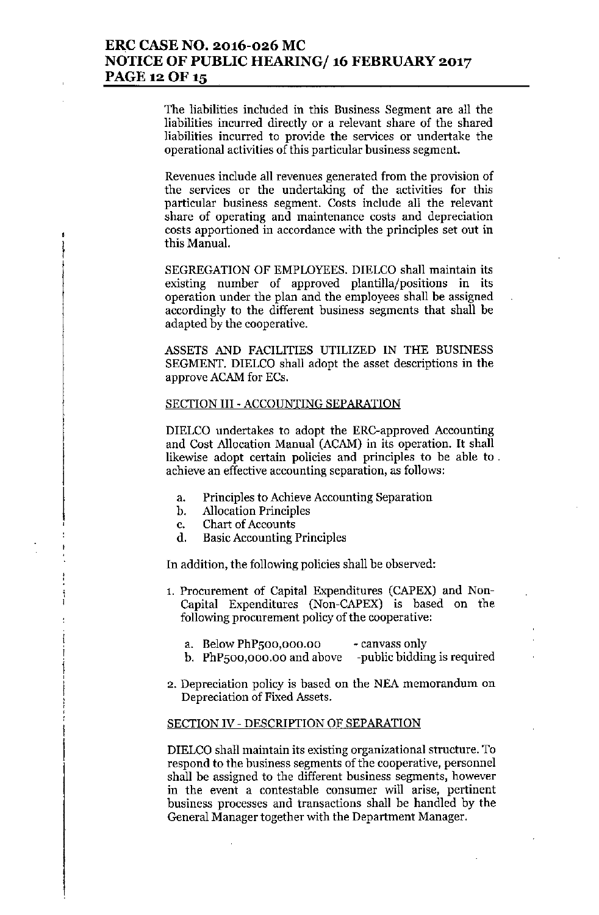The liabilities included in this Business Segment are all the liabilities incurred directly or a relevant share of the shared liabilities incurred to provide the services or undertake the operational activities of this particular business segment.

Revenues include all revenues generated from the provision of the services or the undertaking of the activities for this particular business segment. Costs include all the relevant share of operating and maintenance costs and depreciation costs apportioned in accordance with the principles set out in this Manual.

SEGREGATION OF EMPLOYEES. DIELCO shall maintain its existing number of approved plantilla/positions in its operation under the plan and the employees shall be assigned accordingly to the different business segments that shall be adapted by the cooperative.

ASSETS AND FACILITIES UTILIZED IN THE BUSINESS SEGMENT. DIELCO shall adopt the asset descriptions in the approve ACAM for ECs.

SECTION III - ACCOUNTING SEPARATION

DIELCO undertakes to adopt the ERC-approved Accounting and Cost Allocation Manual (ACAM) in its operation. It shall likewise adopt certain policies and principles to be able to achieve an effective accounting separation, as follows:

a. Principles to Achieve Accounting Separation
b. Allocation Principles
c. Chart of Accounts
d. Basic Accounting Principles

In addition, the following policies shall be observed:

1. Procurement of Capital Expenditures (CAPEX) and Non-Capital Expenditures (Non-CAPEX) is based on the following procurement policy of the cooperative:

   a. Below PhP500,000.00 - canvass only
   b. PhP500,000.00 and above -public bidding is required

2. Depreciation policy is based on the NEA memorandum on Depreciation of Fixed Assets.

SECTION IV - DESCRIPTION OF SEPARATION

DIELCO shall maintain its existing organizational structure. To respond to the business segments of the cooperative, personnel shall be assigned to the different business segments, however in the event a contestable consumer will arise, pertinent business processes and transactions shall be handled by the General Manager together with the Department Manager.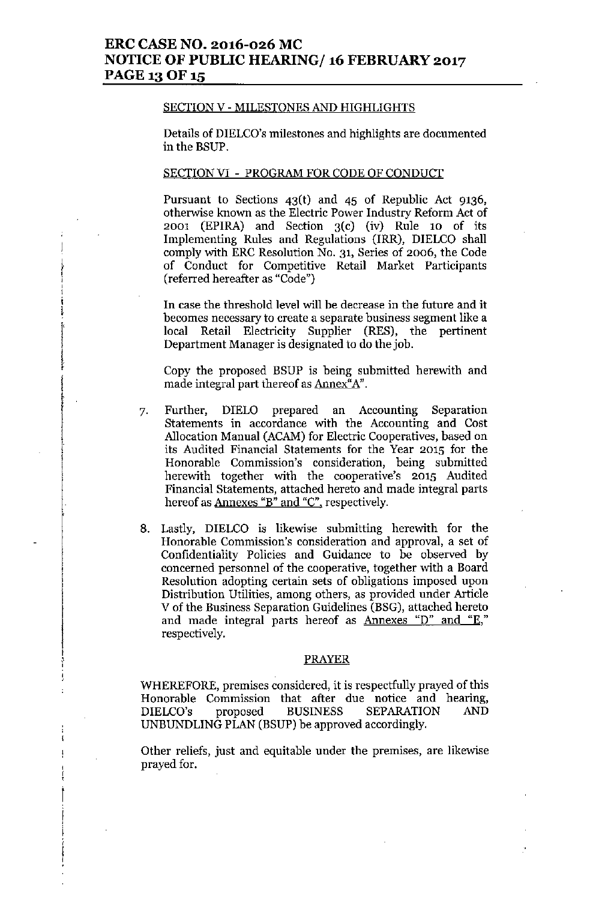SECTION V - MILESTONES AND HIGHLIGHTS

Details of DIELCO's milestones and highlights are documented in the BSUP.

SECTION VI - PROGRAM FOR CODE OF CONDUCT

Pursuant to Sections 43(t) and 45 of Republic Act 9136, otherwise known as the Electric Power Industry Reform Act of 2001 (EPIRA) and Section 3(c) (iv) Rule 10 of its Implementing Rules and Regulations (IRR), DIELCO shall comply with ERC Resolution No. 31, Series of 2006, the Code of Conduct for Competitive Retail Market Participants (referred hereafter as "Code")

In case the threshold level will be decrease in the future and it becomes necessary to create a separate business segment like a local Retail Electricity Supplier (RES), the pertinent Department Manager is designated to do the job.

Copy the proposed BSUP is being submitted herewith and made integral part thereof as Annex"A".

7. Further, DIELO prepared an Accounting Separation Statements in accordance with the Accounting and Cost Allocation Manual (ACAM) for Electric Cooperatives, based on its Audited Financial Statements for the Year 2015 for the Honorable Commission's consideration, being submitted herewith together with the cooperative's 2015 Audited Financial Statements, attached hereto and made integral parts hereof as Annexes "B" and "C", respectively.

8. Lastly, DIELCO is likewise submitting herewith for the Honorable Commission's consideration and approval, a set of Confidentiality Policies and Guidance to be observed by concerned personnel of the cooperative, together with a Board Resolution adopting certain sets of obligations imposed upon Distribution Utilities, among others, as provided under Article V of the Business Separation Guidelines (BSG), attached hereto and made integral parts hereof as Annexes "D" and "E," respectively.

## PRAYER

WHEREFORE, premises considered, it is respectfully prayed of this Honorable Commission that after due notice and hearing, DIELCO's proposed BUSINESS SEPARATION AND UNBUNDLING PLAN (BSUP) be approved accordingly.

Other reliefs, just and equitable under the premises, are likewise prayed for.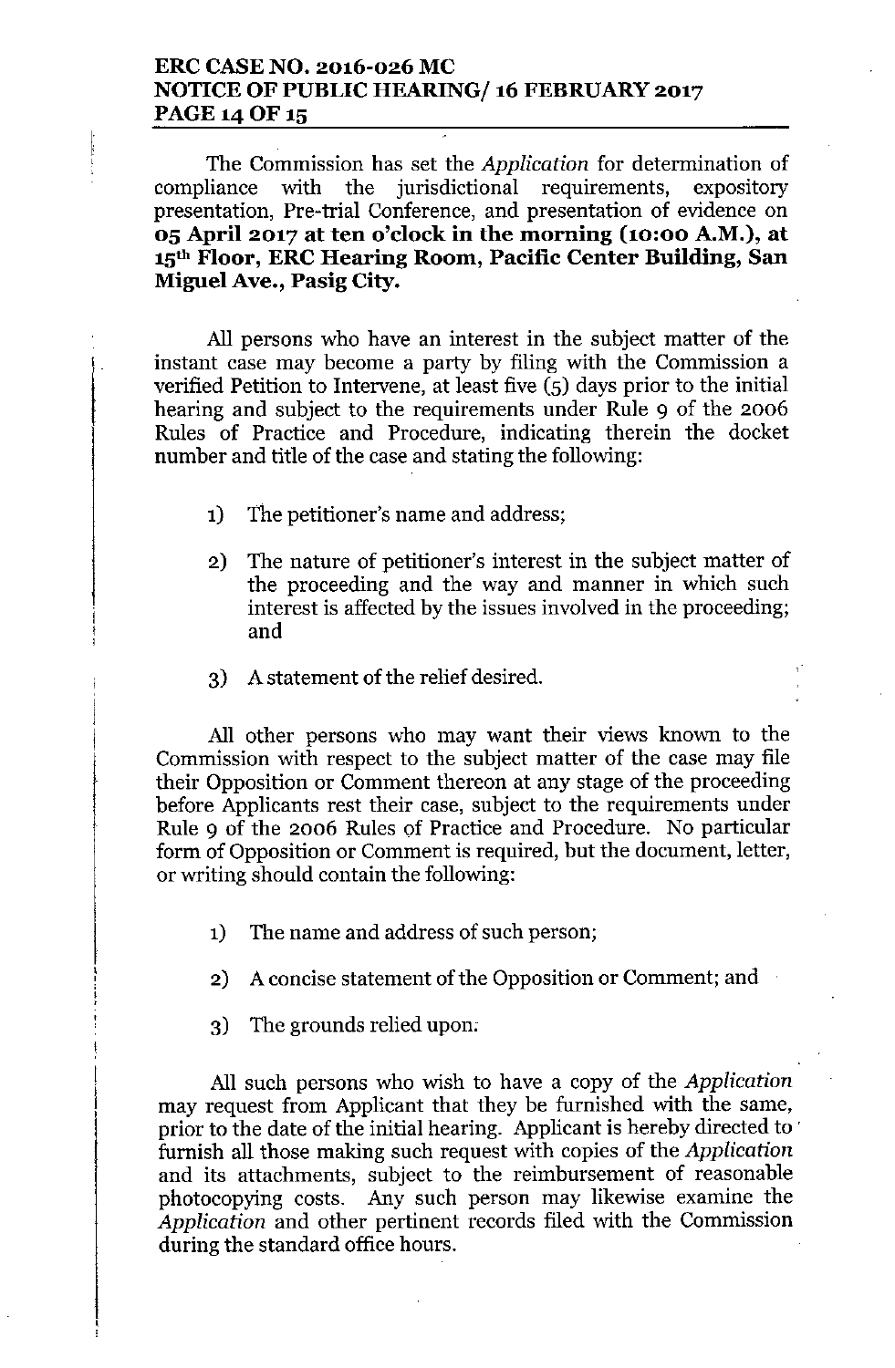The Commission has set the *Application* for determination of compliance with the jurisdictional requirements, expository presentation, Pre-trial Conference, and presentation of evidence on **05 April 2017 at ten o'clock in the morning (10:00 A.M.), at 15th Floor, ERC Hearing Room, Pacific Center Building, San Miguel Ave., Pasig City.**

All persons who have an interest in the subject matter of the instant case may become a party by filing with the Commission a verified Petition to Intervene, at least five (5) days prior to the initial hearing and subject to the requirements under Rule 9 of the 2006 Rules of Practice and Procedure, indicating therein the docket number and title of the case and stating the following:

1) The petitioner's name and address;

2) The nature of petitioner's interest in the subject matter of the proceeding and the way and manner in which such interest is affected by the issues involved in the proceeding; and

3) A statement of the relief desired.

All other persons who may want their views known to the Commission with respect to the subject matter of the case may file their Opposition or Comment thereon at any stage of the proceeding before Applicants rest their case, subject to the requirements under Rule 9 of the 2006 Rules of Practice and Procedure. No particular form of Opposition or Comment is required, but the document, letter, or writing should contain the following:

1) The name and address of such person;

2) A concise statement of the Opposition or Comment; and

3) The grounds relied upon.

All such persons who wish to have a copy of the *Application* may request from Applicant that they be furnished with the same, prior to the date of the initial hearing. Applicant is hereby directed to furnish all those making such request with copies of the *Application* and its attachments, subject to the reimbursement of reasonable photocopying costs. Any such person may likewise examine the *Application* and other pertinent records filed with the Commission during the standard office hours.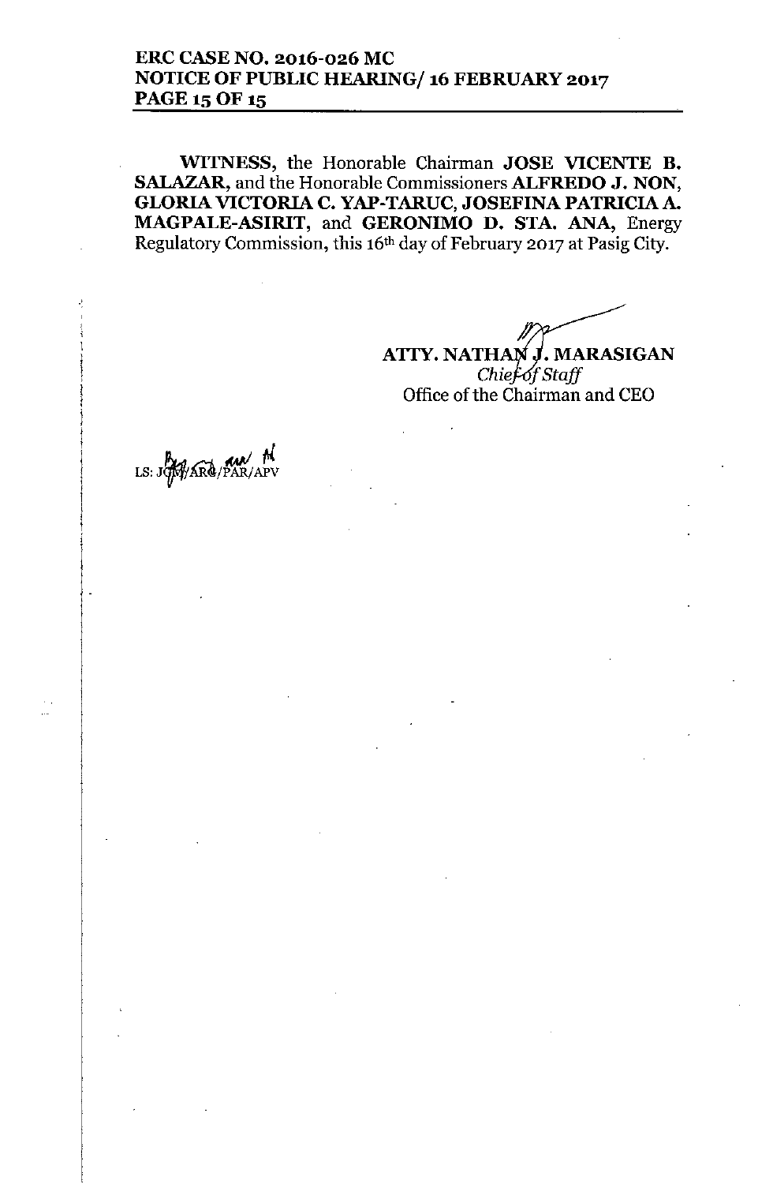**WITNESS**, the Honorable Chairman **JOSE VICENTE B. SALAZAR**, and the Honorable Commissioners **ALFREDO J. NON**, **GLORIA VICTORIA C. YAP-TARUC**, **JOSEFINA PATRICIA A. MAGPALE-ASIRIT**, and **GERONIMO D. STA. ANA**, Energy Regulatory Commission, this 16th day of February 2017 at Pasig City.

**ATTY. NATHAN J. MARASIGAN**
*Chief of Staff*
Office of the Chairman and CEO

LS: JGM/ARG/PAR/APV